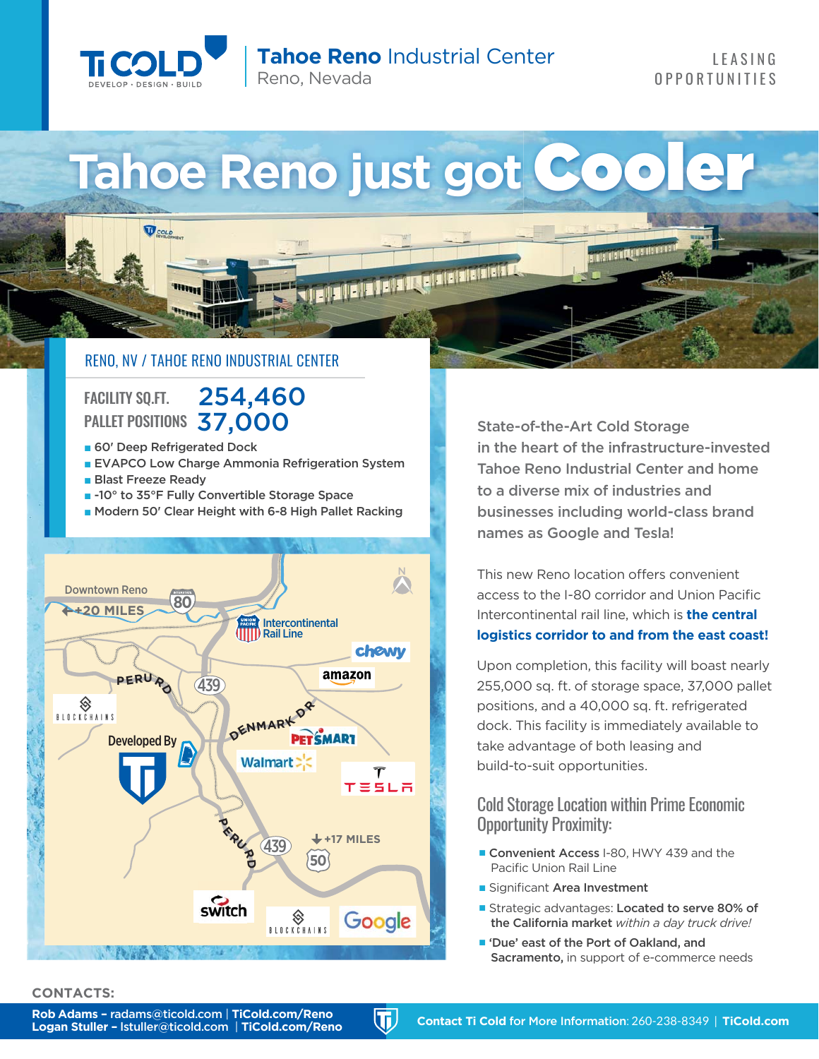# Tahoe Reno Industrial Center
Reno, Nevada

LEASING OPPORTUNITIES

# Tahoe Reno just got Cooler

## RENO, NV / TAHOE RENO INDUSTRIAL CENTER

FACILITY SQ.FT. **254,460**
PALLET POSITIONS **37,000**

- 60′ Deep Refrigerated Dock
- EVAPCO Low Charge Ammonia Refrigeration System
- Blast Freeze Ready
- -10° to 35°F Fully Convertible Storage Space
- Modern 50′ Clear Height with 6-8 High Pallet Racking

State-of-the-Art Cold Storage in the heart of the infrastructure-invested Tahoe Reno Industrial Center and home to a diverse mix of industries and businesses including world-class brand names as Google and Tesla!

This new Reno location offers convenient access to the I-80 corridor and Union Pacific Intercontinental rail line, which is **the central logistics corridor to and from the east coast!**

Upon completion, this facility will boast nearly 255,000 sq. ft. of storage space, 37,000 pallet positions, and a 40,000 sq. ft. refrigerated dock. This facility is immediately available to take advantage of both leasing and build-to-suit opportunities.

## Cold Storage Location within Prime Economic Opportunity Proximity:

- **Convenient Access** I-80, HWY 439 and the Pacific Union Rail Line
- Significant **Area Investment**
- Strategic advantages: **Located to serve 80% of the California market** *within a day truck drive!*
- **'Due' east of the Port of Oakland, and Sacramento,** in support of e-commerce needs

**CONTACTS:**

**Rob Adams – radams@ticold.com | TiCold.com/Reno**
**Logan Stuller – lstuller@ticold.com | TiCold.com/Reno**

**Contact Ti Cold for More Information**: 260-238-8349 | **TiCold.com**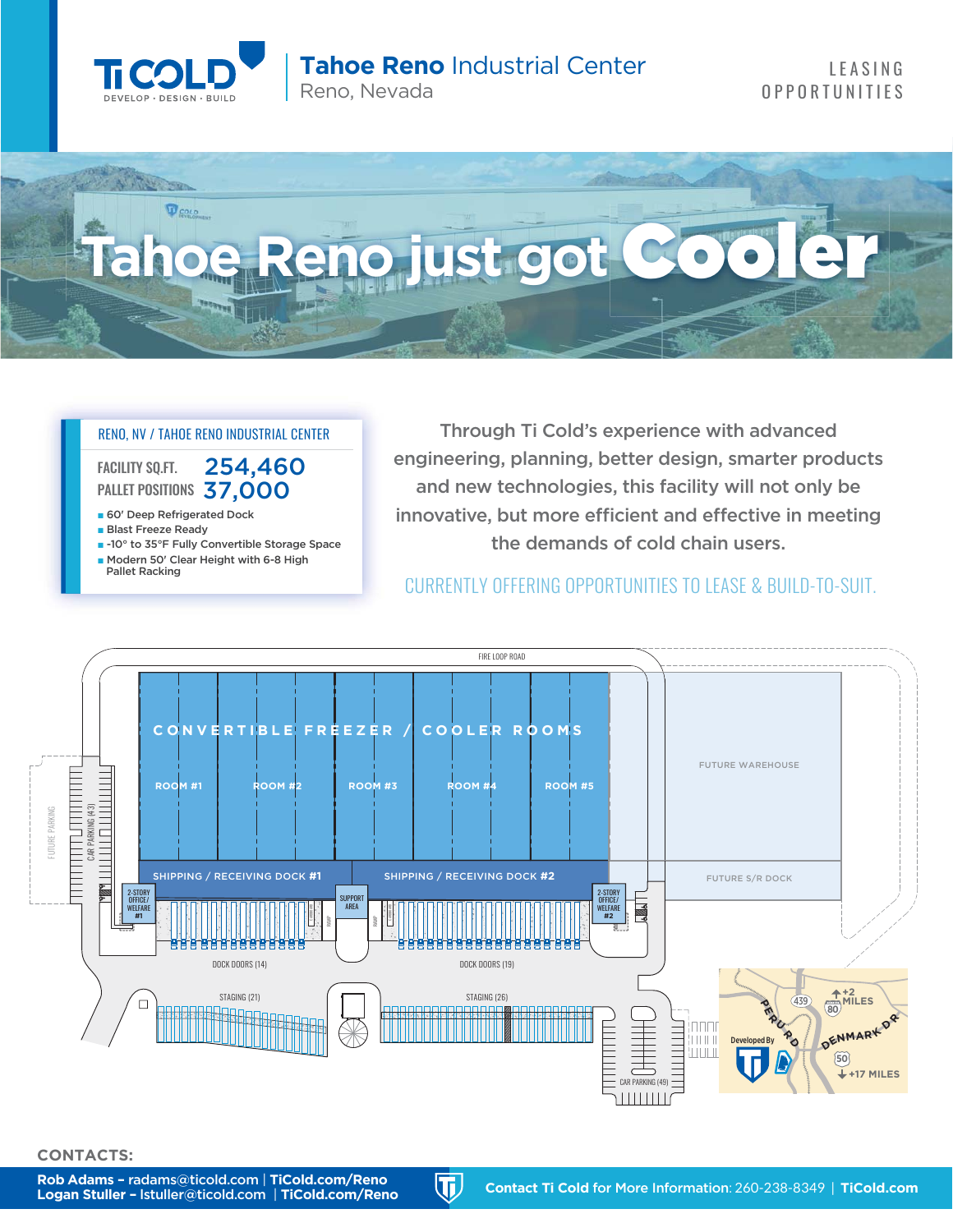TiCOLD
DEVELOP · DESIGN · BUILD

# **Tahoe Reno** Industrial Center
Reno, Nevada

LEASING OPPORTUNITIES

## Tahoe Reno just got **Cooler**

**RENO, NV / TAHOE RENO INDUSTRIAL CENTER**

FACILITY SQ.FT. **254,460**
PALLET POSITIONS **37,000**

- 60' Deep Refrigerated Dock
- Blast Freeze Ready
- -10° to 35°F Fully Convertible Storage Space
- Modern 50' Clear Height with 6-8 High Pallet Racking

Through Ti Cold's experience with advanced engineering, planning, better design, smarter products and new technologies, this facility will not only be innovative, but more efficient and effective in meeting the demands of cold chain users.

CURRENTLY OFFERING OPPORTUNITIES TO LEASE & BUILD-TO-SUIT.

FIRE LOOP ROAD
CONVERTIBLE FREEZER / COOLER ROOMS
ROOM #1
ROOM #2
ROOM #3
ROOM #4
ROOM #5
FUTURE WAREHOUSE
SHIPPING / RECEIVING DOCK #1
SHIPPING / RECEIVING DOCK #2
FUTURE S/R DOCK
FUTURE PARKING
CAR PARKING (43)
2-STORY OFFICE/ WELFARE #1
SUPPORT AREA
2-STORY OFFICE/ WELFARE #2
DOCK DOORS (14)
DOCK DOORS (19)
STAGING (21)
STAGING (26)
CAR PARKING (49)

PERU RD
439
80
+2 MILES
DENMARK DR
50
+17 MILES
Developed By

**CONTACTS:**

**Rob Adams – radams@ticold.com | TiCold.com/Reno**
**Logan Stuller – lstuller@ticold.com | TiCold.com/Reno**

**Contact Ti Cold for More Information**: 260-238-8349 | **TiCold.com**